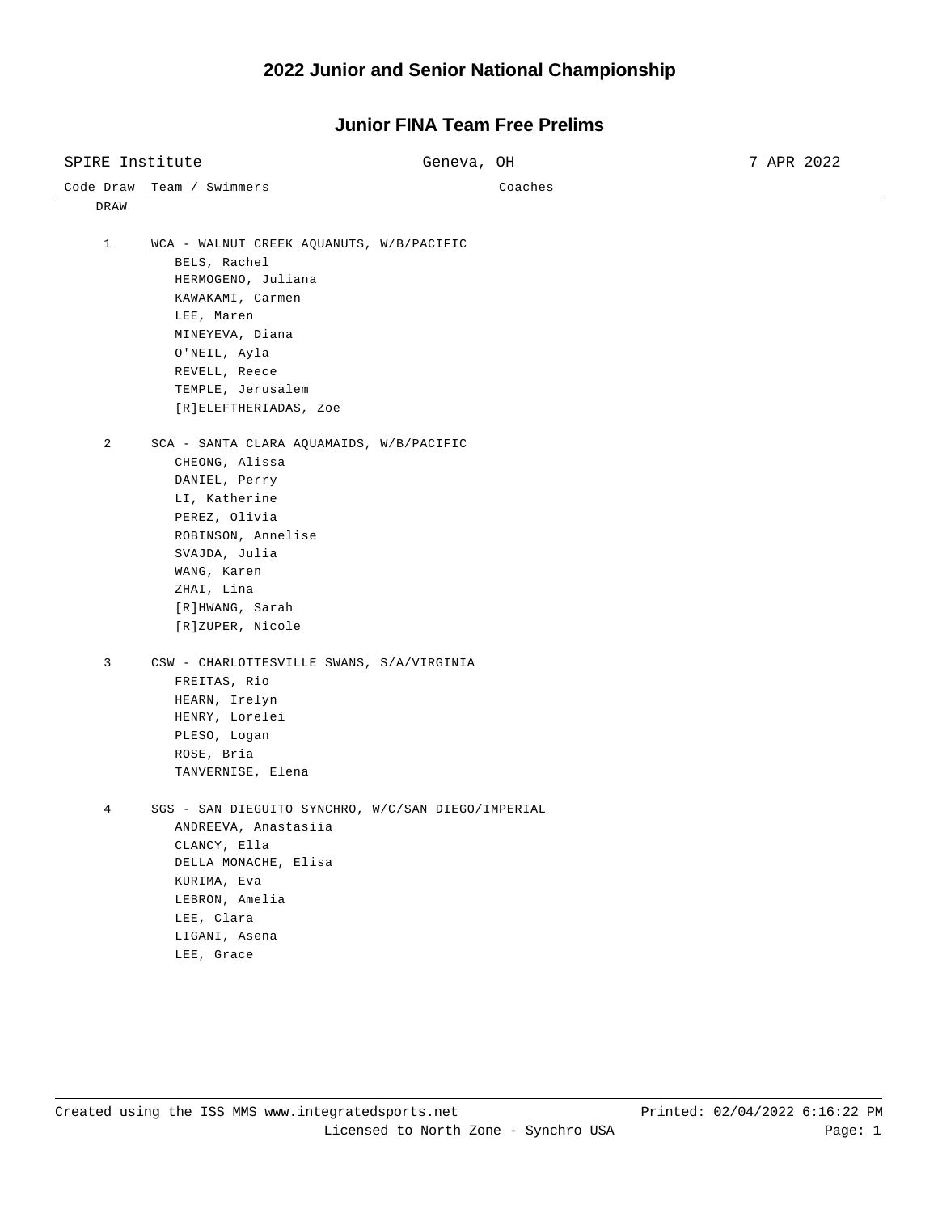# 2022 Junior and Senior National Championship

## Junior FINA Team Free Prelims

SPIRE Institute — Geneva, OH — 7 APR 2022

| Code Draw | Team / Swimmers | Coaches |
|---|---|---|
| DRAW | | |
| 1 | WCA - WALNUT CREEK AQUANUTS, W/B/PACIFIC | |
| | BELS, Rachel | |
| | HERMOGENO, Juliana | |
| | KAWAKAMI, Carmen | |
| | LEE, Maren | |
| | MINEYEVA, Diana | |
| | O'NEIL, Ayla | |
| | REVELL, Reece | |
| | TEMPLE, Jerusalem | |
| | [R]ELEFTHERIADAS, Zoe | |
| 2 | SCA - SANTA CLARA AQUAMAIDS, W/B/PACIFIC | |
| | CHEONG, Alissa | |
| | DANIEL, Perry | |
| | LI, Katherine | |
| | PEREZ, Olivia | |
| | ROBINSON, Annelise | |
| | SVAJDA, Julia | |
| | WANG, Karen | |
| | ZHAI, Lina | |
| | [R]HWANG, Sarah | |
| | [R]ZUPER, Nicole | |
| 3 | CSW - CHARLOTTESVILLE SWANS, S/A/VIRGINIA | |
| | FREITAS, Rio | |
| | HEARN, Irelyn | |
| | HENRY, Lorelei | |
| | PLESO, Logan | |
| | ROSE, Bria | |
| | TANVERNISE, Elena | |
| 4 | SGS - SAN DIEGUITO SYNCHRO, W/C/SAN DIEGO/IMPERIAL | |
| | ANDREEVA, Anastasiia | |
| | CLANCY, Ella | |
| | DELLA MONACHE, Elisa | |
| | KURIMA, Eva | |
| | LEBRON, Amelia | |
| | LEE, Clara | |
| | LIGANI, Asena | |
| | LEE, Grace | |

Created using the ISS MMS www.integratedsports.net — Printed: 02/04/2022 6:16:22 PM
Licensed to North Zone - Synchro USA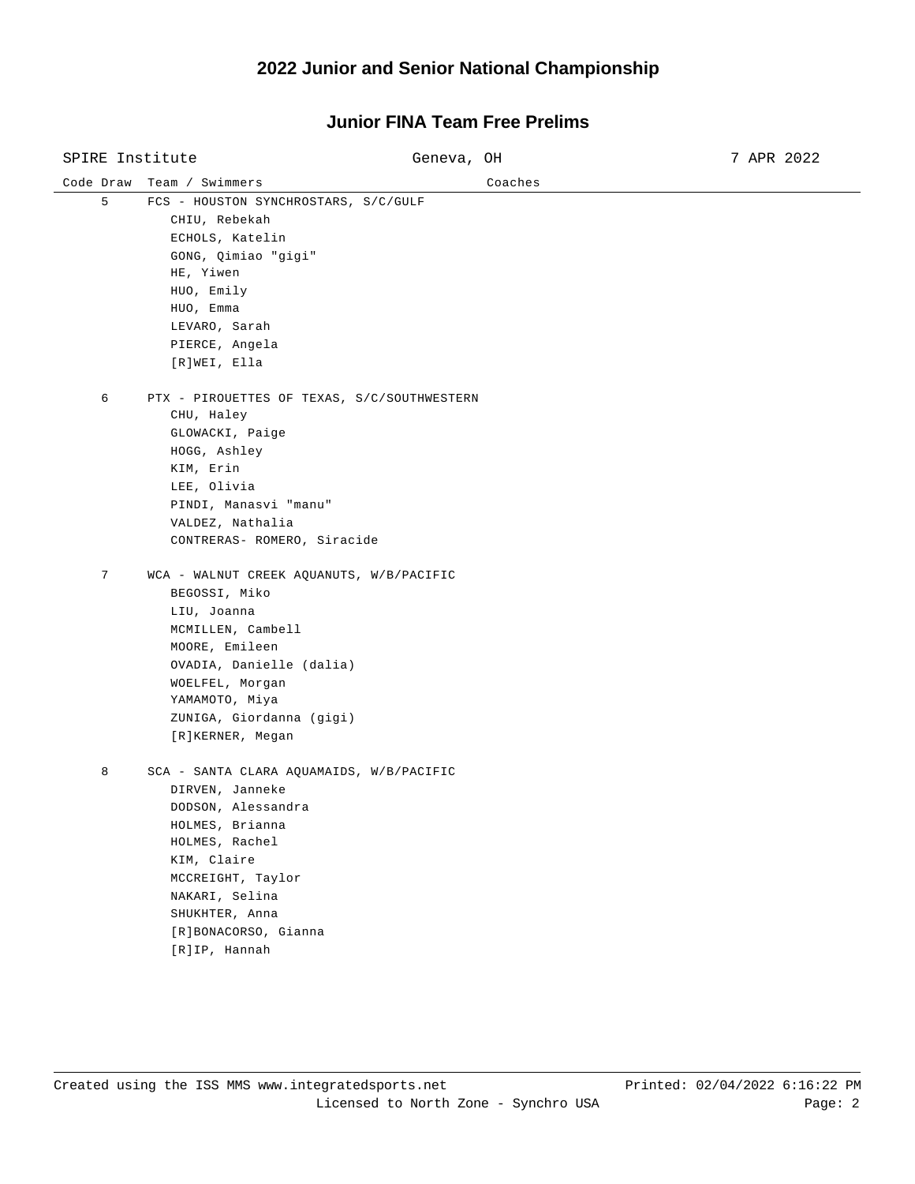# 2022 Junior and Senior National Championship

## Junior FINA Team Free Prelims

SPIRE Institute — Geneva, OH — 7 APR 2022

| Code | Draw | Team / Swimmers | Coaches |
|---|---|---|---|
| | 5 | FCS - HOUSTON SYNCHROSTARS, S/C/GULF | |
| | | CHIU, Rebekah | |
| | | ECHOLS, Katelin | |
| | | GONG, Qimiao "gigi" | |
| | | HE, Yiwen | |
| | | HUO, Emily | |
| | | HUO, Emma | |
| | | LEVARO, Sarah | |
| | | PIERCE, Angela | |
| | | [R]WEI, Ella | |
| | 6 | PTX - PIROUETTES OF TEXAS, S/C/SOUTHWESTERN | |
| | | CHU, Haley | |
| | | GLOWACKI, Paige | |
| | | HOGG, Ashley | |
| | | KIM, Erin | |
| | | LEE, Olivia | |
| | | PINDI, Manasvi "manu" | |
| | | VALDEZ, Nathalia | |
| | | CONTRERAS- ROMERO, Siracide | |
| | 7 | WCA - WALNUT CREEK AQUANUTS, W/B/PACIFIC | |
| | | BEGOSSI, Miko | |
| | | LIU, Joanna | |
| | | MCMILLEN, Cambell | |
| | | MOORE, Emileen | |
| | | OVADIA, Danielle (dalia) | |
| | | WOELFEL, Morgan | |
| | | YAMAMOTO, Miya | |
| | | ZUNIGA, Giordanna (gigi) | |
| | | [R]KERNER, Megan | |
| | 8 | SCA - SANTA CLARA AQUAMAIDS, W/B/PACIFIC | |
| | | DIRVEN, Janneke | |
| | | DODSON, Alessandra | |
| | | HOLMES, Brianna | |
| | | HOLMES, Rachel | |
| | | KIM, Claire | |
| | | MCCREIGHT, Taylor | |
| | | NAKARI, Selina | |
| | | SHUKHTER, Anna | |
| | | [R]BONACORSO, Gianna | |
| | | [R]IP, Hannah | |

Created using the ISS MMS www.integratedsports.net — Licensed to North Zone - Synchro USA — Printed: 02/04/2022 6:16:22 PM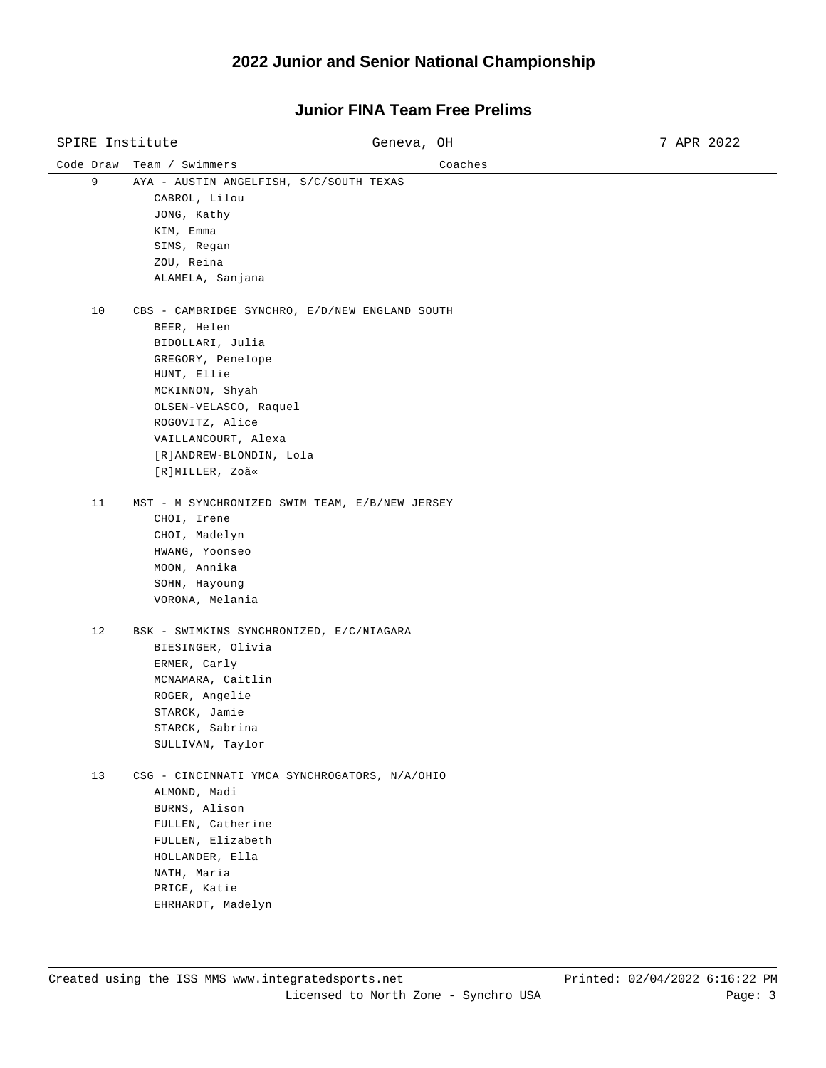# 2022 Junior and Senior National Championship

## Junior FINA Team Free Prelims

SPIRE Institute — Geneva, OH — 7 APR 2022

| Code Draw | Team / Swimmers | Coaches |
|---|---|---|
| 9 | AYA - AUSTIN ANGELFISH, S/C/SOUTH TEXAS | |
| | CABROL, Lilou | |
| | JONG, Kathy | |
| | KIM, Emma | |
| | SIMS, Regan | |
| | ZOU, Reina | |
| | ALAMELA, Sanjana | |
| 10 | CBS - CAMBRIDGE SYNCHRO, E/D/NEW ENGLAND SOUTH | |
| | BEER, Helen | |
| | BIDOLLARI, Julia | |
| | GREGORY, Penelope | |
| | HUNT, Ellie | |
| | MCKINNON, Shyah | |
| | OLSEN-VELASCO, Raquel | |
| | ROGOVITZ, Alice | |
| | VAILLANCOURT, Alexa | |
| | [R]ANDREW-BLONDIN, Lola | |
| | [R]MILLER, Zoã« | |
| 11 | MST - M SYNCHRONIZED SWIM TEAM, E/B/NEW JERSEY | |
| | CHOI, Irene | |
| | CHOI, Madelyn | |
| | HWANG, Yoonseo | |
| | MOON, Annika | |
| | SOHN, Hayoung | |
| | VORONA, Melania | |
| 12 | BSK - SWIMKINS SYNCHRONIZED, E/C/NIAGARA | |
| | BIESINGER, Olivia | |
| | ERMER, Carly | |
| | MCNAMARA, Caitlin | |
| | ROGER, Angelie | |
| | STARCK, Jamie | |
| | STARCK, Sabrina | |
| | SULLIVAN, Taylor | |
| 13 | CSG - CINCINNATI YMCA SYNCHROGATORS, N/A/OHIO | |
| | ALMOND, Madi | |
| | BURNS, Alison | |
| | FULLEN, Catherine | |
| | FULLEN, Elizabeth | |
| | HOLLANDER, Ella | |
| | NATH, Maria | |
| | PRICE, Katie | |
| | EHRHARDT, Madelyn | |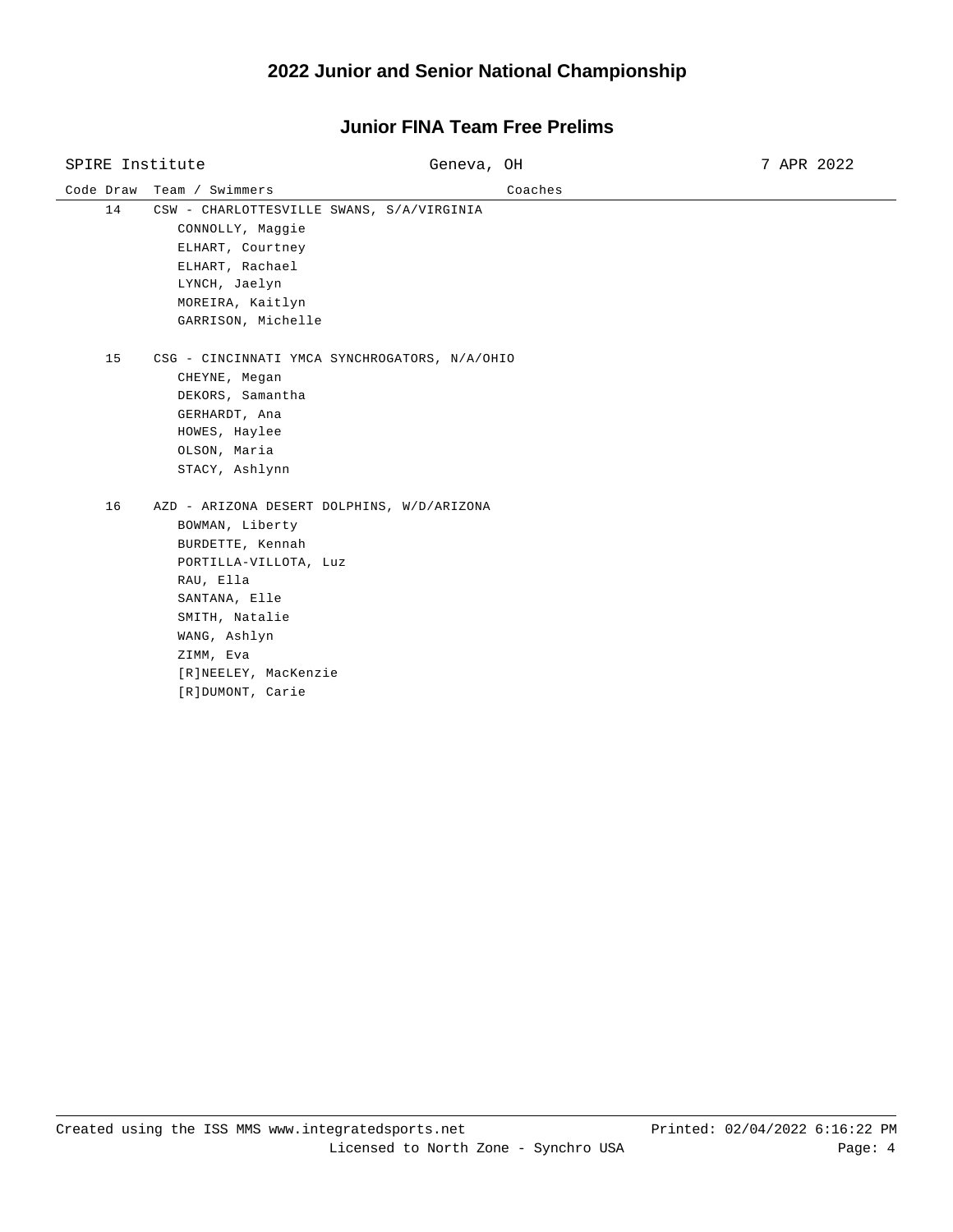# 2022 Junior and Senior National Championship

## Junior FINA Team Free Prelims

SPIRE Institute — Geneva, OH — 7 APR 2022

| Code Draw | Team / Swimmers | Coaches |
|---|---|---|
| 14 | CSW - CHARLOTTESVILLE SWANS, S/A/VIRGINIA | |
| | CONNOLLY, Maggie | |
| | ELHART, Courtney | |
| | ELHART, Rachael | |
| | LYNCH, Jaelyn | |
| | MOREIRA, Kaitlyn | |
| | GARRISON, Michelle | |
| 15 | CSG - CINCINNATI YMCA SYNCHROGATORS, N/A/OHIO | |
| | CHEYNE, Megan | |
| | DEKORS, Samantha | |
| | GERHARDT, Ana | |
| | HOWES, Haylee | |
| | OLSON, Maria | |
| | STACY, Ashlynn | |
| 16 | AZD - ARIZONA DESERT DOLPHINS, W/D/ARIZONA | |
| | BOWMAN, Liberty | |
| | BURDETTE, Kennah | |
| | PORTILLA-VILLOTA, Luz | |
| | RAU, Ella | |
| | SANTANA, Elle | |
| | SMITH, Natalie | |
| | WANG, Ashlyn | |
| | ZIMM, Eva | |
| | [R]NEELEY, MacKenzie | |
| | [R]DUMONT, Carie | |

Created using the ISS MMS www.integratedsports.net — Printed: 02/04/2022 6:16:22 PM

Licensed to North Zone - Synchro USA